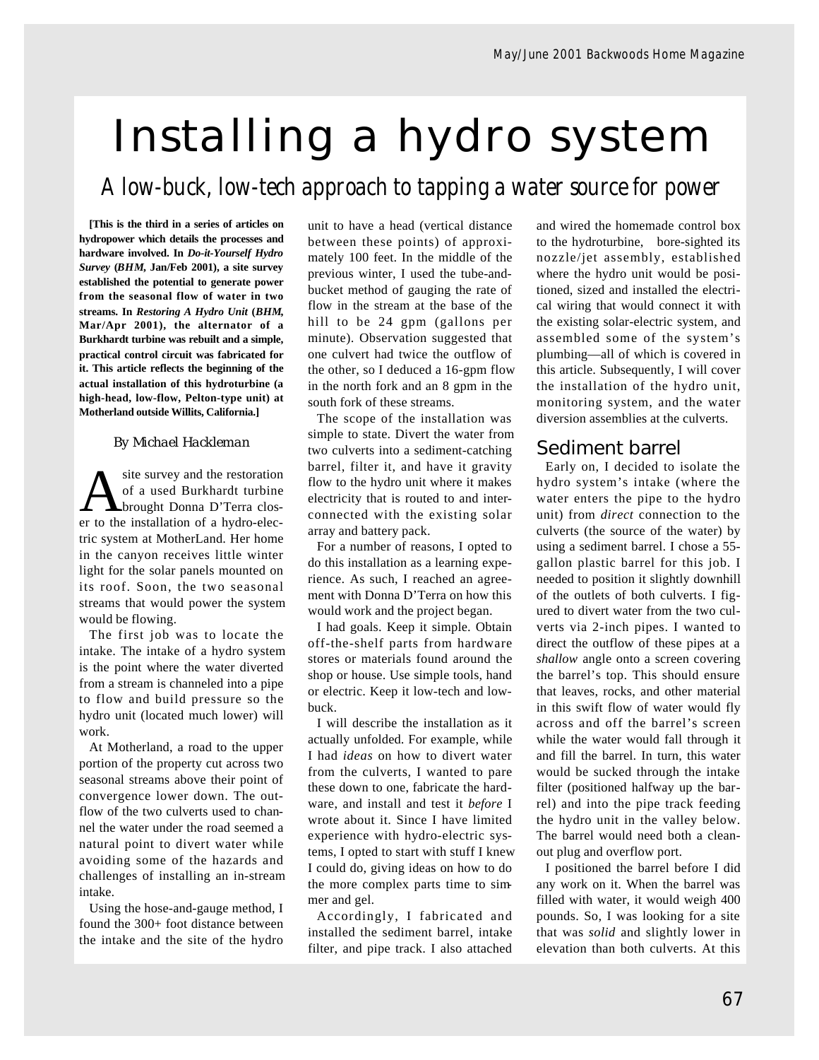# Installing a hydro system

## A low-buck, low-tech approach to tapping a water source for power

**[This is the third in a series of articles on hydropower which details the processes and hardware involved. In *Do-it-Yourself Hydro Survey* (*BHM*, Jan/Feb 2001), a site survey established the potential to generate power from the seasonal flow of water in two streams. In *Restoring A Hydro Unit* (*BHM*, Mar/Apr 2001), the alternator of a Burkhardt turbine was rebuilt and a simple, practical control circuit was fabricated for it. This article reflects the beginning of the actual installation of this hydroturbine (a high-head, low-flow, Pelton-type unit) at Motherland outside Willits, California.]**

*By Michael Hackleman*

A site survey and the restoration of a used Burkhardt turbine brought Donna D'Terra closer to the installation of a hydro-electric system at MotherLand. Her home in the canyon receives little winter light for the solar panels mounted on its roof. Soon, the two seasonal streams that would power the system would be flowing.

The first job was to locate the intake. The intake of a hydro system is the point where the water diverted from a stream is channeled into a pipe to flow and build pressure so the hydro unit (located much lower) will work.

At Motherland, a road to the upper portion of the property cut across two seasonal streams above their point of convergence lower down. The outflow of the two culverts used to channel the water under the road seemed a natural point to divert water while avoiding some of the hazards and challenges of installing an in-stream intake.

Using the hose-and-gauge method, I found the 300+ foot distance between the intake and the site of the hydro unit to have a head (vertical distance between these points) of approximately 100 feet. In the middle of the previous winter, I used the tube-and-bucket method of gauging the rate of flow in the stream at the base of the hill to be 24 gpm (gallons per minute). Observation suggested that one culvert had twice the outflow of the other, so I deduced a 16-gpm flow in the north fork and an 8 gpm in the south fork of these streams.

The scope of the installation was simple to state. Divert the water from two culverts into a sediment-catching barrel, filter it, and have it gravity flow to the hydro unit where it makes electricity that is routed to and interconnected with the existing solar array and battery pack.

For a number of reasons, I opted to do this installation as a learning experience. As such, I reached an agreement with Donna D'Terra on how this would work and the project began.

I had goals. Keep it simple. Obtain off-the-shelf parts from hardware stores or materials found around the shop or house. Use simple tools, hand or electric. Keep it low-tech and low-buck.

I will describe the installation as it actually unfolded. For example, while I had *ideas* on how to divert water from the culverts, I wanted to pare these down to one, fabricate the hardware, and install and test it *before* I wrote about it. Since I have limited experience with hydro-electric systems, I opted to start with stuff I knew I could do, giving ideas on how to do the more complex parts time to simmer and gel.

Accordingly, I fabricated and installed the sediment barrel, intake filter, and pipe track. I also attached and wired the homemade control box to the hydroturbine, bore-sighted its nozzle/jet assembly, established where the hydro unit would be positioned, sized and installed the electrical wiring that would connect it with the existing solar-electric system, and assembled some of the system's plumbing—all of which is covered in this article. Subsequently, I will cover the installation of the hydro unit, monitoring system, and the water diversion assemblies at the culverts.

### Sediment barrel

Early on, I decided to isolate the hydro system's intake (where the water enters the pipe to the hydro unit) from *direct* connection to the culverts (the source of the water) by using a sediment barrel. I chose a 55-gallon plastic barrel for this job. I needed to position it slightly downhill of the outlets of both culverts. I figured to divert water from the two culverts via 2-inch pipes. I wanted to direct the outflow of these pipes at a *shallow* angle onto a screen covering the barrel's top. This should ensure that leaves, rocks, and other material in this swift flow of water would fly across and off the barrel's screen while the water would fall through it and fill the barrel. In turn, this water would be sucked through the intake filter (positioned halfway up the barrel) and into the pipe track feeding the hydro unit in the valley below. The barrel would need both a cleanout plug and overflow port.

I positioned the barrel before I did any work on it. When the barrel was filled with water, it would weigh 400 pounds. So, I was looking for a site that was *solid* and slightly lower in elevation than both culverts. At this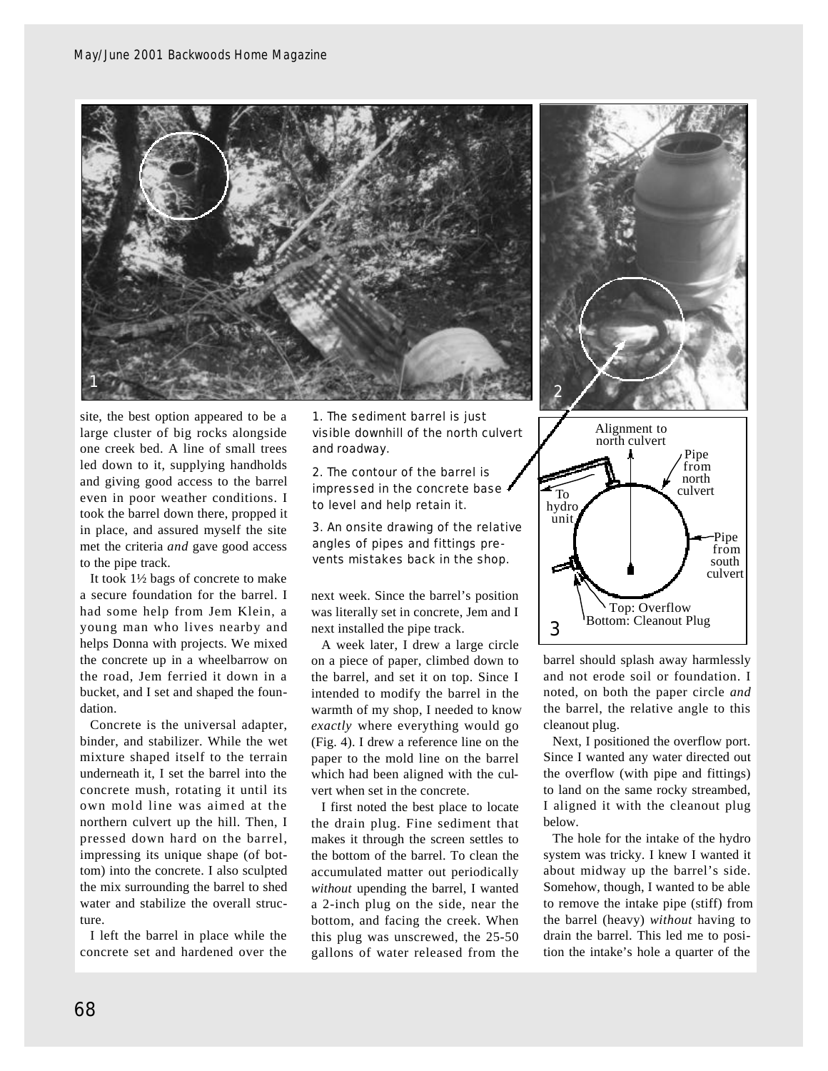site, the best option appeared to be a large cluster of big rocks alongside one creek bed. A line of small trees led down to it, supplying handholds and giving good access to the barrel even in poor weather conditions. I took the barrel down there, propped it in place, and assured myself the site met the criteria *and* gave good access to the pipe track.

It took 1½ bags of concrete to make a secure foundation for the barrel. I had some help from Jem Klein, a young man who lives nearby and helps Donna with projects. We mixed the concrete up in a wheelbarrow on the road, Jem ferried it down in a bucket, and I set and shaped the foundation.

Concrete is the universal adapter, binder, and stabilizer. While the wet mixture shaped itself to the terrain underneath it, I set the barrel into the concrete mush, rotating it until its own mold line was aimed at the northern culvert up the hill. Then, I pressed down hard on the barrel, impressing its unique shape (of bottom) into the concrete. I also sculpted the mix surrounding the barrel to shed water and stabilize the overall structure.

I left the barrel in place while the concrete set and hardened over the next week. Since the barrel's position was literally set in concrete, Jem and I next installed the pipe track.

1. The sediment barrel is just visible downhill of the north culvert and roadway.

2. The contour of the barrel is impressed in the concrete base to level and help retain it.

3. An onsite drawing of the relative angles of pipes and fittings prevents mistakes back in the shop.

A week later, I drew a large circle on a piece of paper, climbed down to the barrel, and set it on top. Since I intended to modify the barrel in the warmth of my shop, I needed to know *exactly* where everything would go (Fig. 4). I drew a reference line on the paper to the mold line on the barrel which had been aligned with the culvert when set in the concrete.

I first noted the best place to locate the drain plug. Fine sediment that makes it through the screen settles to the bottom of the barrel. To clean the accumulated matter out periodically *without* upending the barrel, I wanted a 2-inch plug on the side, near the bottom, and facing the creek. When this plug was unscrewed, the 25-50 gallons of water released from the barrel should splash away harmlessly and not erode soil or foundation. I noted, on both the paper circle *and* the barrel, the relative angle to this cleanout plug.

Next, I positioned the overflow port. Since I wanted any water directed out the overflow (with pipe and fittings) to land on the same rocky streambed, I aligned it with the cleanout plug below.

The hole for the intake of the hydro system was tricky. I knew I wanted it about midway up the barrel's side. Somehow, though, I wanted to be able to remove the intake pipe (stiff) from the barrel (heavy) *without* having to drain the barrel. This led me to position the intake's hole a quarter of the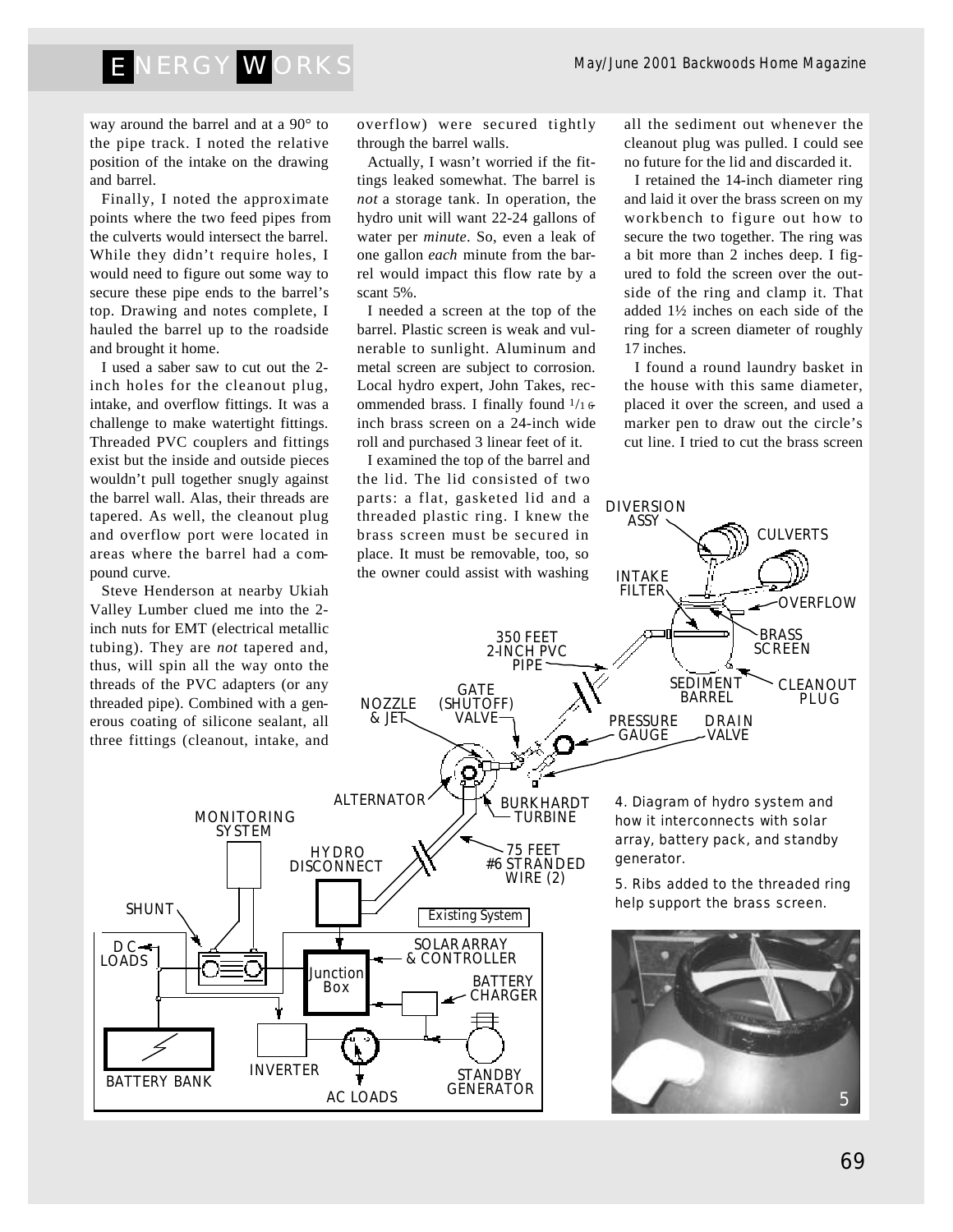way around the barrel and at a 90° to the pipe track. I noted the relative position of the intake on the drawing and barrel.

Finally, I noted the approximate points where the two feed pipes from the culverts would intersect the barrel. While they didn't require holes, I would need to figure out some way to secure these pipe ends to the barrel's top. Drawing and notes complete, I hauled the barrel up to the roadside and brought it home.

I used a saber saw to cut out the 2-inch holes for the cleanout plug, intake, and overflow fittings. It was a challenge to make watertight fittings. Threaded PVC couplers and fittings exist but the inside and outside pieces wouldn't pull together snugly against the barrel wall. Alas, their threads are tapered. As well, the cleanout plug and overflow port were located in areas where the barrel had a compound curve.

Steve Henderson at nearby Ukiah Valley Lumber clued me into the 2-inch nuts for EMT (electrical metallic tubing). They are *not* tapered and, thus, will spin all the way onto the threads of the PVC adapters (or any threaded pipe). Combined with a generous coating of silicone sealant, all three fittings (cleanout, intake, and overflow) were secured tightly through the barrel walls.

Actually, I wasn't worried if the fittings leaked somewhat. The barrel is *not* a storage tank. In operation, the hydro unit will want 22-24 gallons of water per *minute*. So, even a leak of one gallon *each* minute from the barrel would impact this flow rate by a scant 5%.

I needed a screen at the top of the barrel. Plastic screen is weak and vulnerable to sunlight. Aluminum and metal screen are subject to corrosion. Local hydro expert, John Takes, recommended brass. I finally found 1/16-inch brass screen on a 24-inch wide roll and purchased 3 linear feet of it.

I examined the top of the barrel and the lid. The lid consisted of two parts: a flat, gasketed lid and a threaded plastic ring. I knew the brass screen must be secured in place. It must be removable, too, so the owner could assist with washing all the sediment out whenever the cleanout plug was pulled. I could see no future for the lid and discarded it.

I retained the 14-inch diameter ring and laid it over the brass screen on my workbench to figure out how to secure the two together. The ring was a bit more than 2 inches deep. I figured to fold the screen over the outside of the ring and clamp it. That added 1½ inches on each side of the ring for a screen diameter of roughly 17 inches.

I found a round laundry basket in the house with this same diameter, placed it over the screen, and used a marker pen to draw out the circle's cut line. I tried to cut the brass screen

4. Diagram of hydro system and how it interconnects with solar array, battery pack, and standby generator.

5. Ribs added to the threaded ring help support the brass screen.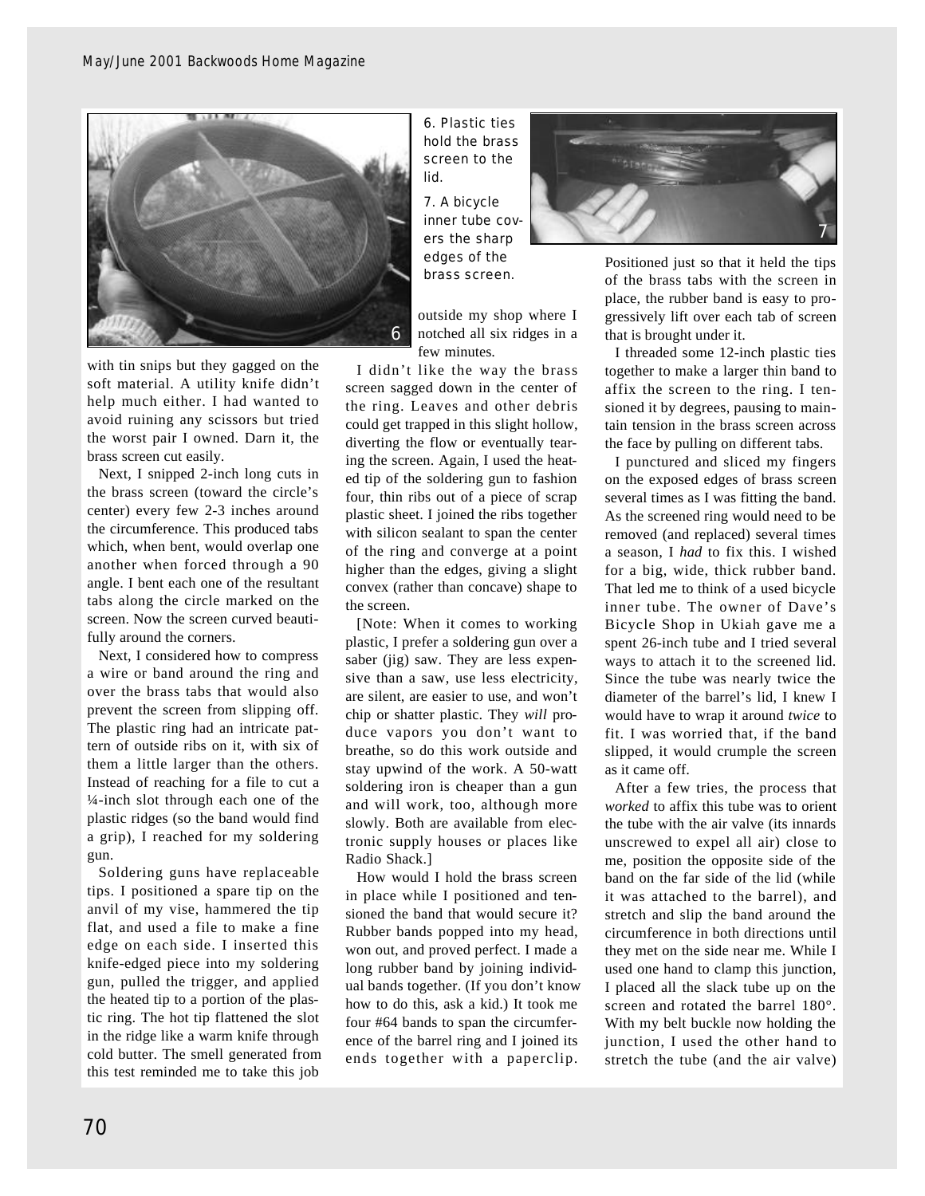6. Plastic ties hold the brass screen to the lid.

7. A bicycle inner tube covers the sharp edges of the brass screen.

with tin snips but they gagged on the soft material. A utility knife didn't help much either. I had wanted to avoid ruining any scissors but tried the worst pair I owned. Darn it, the brass screen cut easily.

Next, I snipped 2-inch long cuts in the brass screen (toward the circle's center) every few 2-3 inches around the circumference. This produced tabs which, when bent, would overlap one another when forced through a 90 angle. I bent each one of the resultant tabs along the circle marked on the screen. Now the screen curved beautifully around the corners.

Next, I considered how to compress a wire or band around the ring and over the brass tabs that would also prevent the screen from slipping off. The plastic ring had an intricate pattern of outside ribs on it, with six of them a little larger than the others. Instead of reaching for a file to cut a ¼-inch slot through each one of the plastic ridges (so the band would find a grip), I reached for my soldering gun.

Soldering guns have replaceable tips. I positioned a spare tip on the anvil of my vise, hammered the tip flat, and used a file to make a fine edge on each side. I inserted this knife-edged piece into my soldering gun, pulled the trigger, and applied the heated tip to a portion of the plastic ring. The hot tip flattened the slot in the ridge like a warm knife through cold butter. The smell generated from this test reminded me to take this job outside my shop where I notched all six ridges in a few minutes.

I didn't like the way the brass screen sagged down in the center of the ring. Leaves and other debris could get trapped in this slight hollow, diverting the flow or eventually tearing the screen. Again, I used the heated tip of the soldering gun to fashion four, thin ribs out of a piece of scrap plastic sheet. I joined the ribs together with silicon sealant to span the center of the ring and converge at a point higher than the edges, giving a slight convex (rather than concave) shape to the screen.

[Note: When it comes to working plastic, I prefer a soldering gun over a saber (jig) saw. They are less expensive than a saw, use less electricity, are silent, are easier to use, and won't chip or shatter plastic. They *will* produce vapors you don't want to breathe, so do this work outside and stay upwind of the work. A 50-watt soldering iron is cheaper than a gun and will work, too, although more slowly. Both are available from electronic supply houses or places like Radio Shack.]

How would I hold the brass screen in place while I positioned and tensioned the band that would secure it? Rubber bands popped into my head, won out, and proved perfect. I made a long rubber band by joining individual bands together. (If you don't know how to do this, ask a kid.) It took me four #64 bands to span the circumference of the barrel ring and I joined its ends together with a paperclip. Positioned just so that it held the tips of the brass tabs with the screen in place, the rubber band is easy to progressively lift over each tab of screen that is brought under it.

I threaded some 12-inch plastic ties together to make a larger thin band to affix the screen to the ring. I tensioned it by degrees, pausing to maintain tension in the brass screen across the face by pulling on different tabs.

I punctured and sliced my fingers on the exposed edges of brass screen several times as I was fitting the band. As the screened ring would need to be removed (and replaced) several times a season, I *had* to fix this. I wished for a big, wide, thick rubber band. That led me to think of a used bicycle inner tube. The owner of Dave's Bicycle Shop in Ukiah gave me a spent 26-inch tube and I tried several ways to attach it to the screened lid. Since the tube was nearly twice the diameter of the barrel's lid, I knew I would have to wrap it around *twice* to fit. I was worried that, if the band slipped, it would crumple the screen as it came off.

After a few tries, the process that *worked* to affix this tube was to orient the tube with the air valve (its innards unscrewed to expel all air) close to me, position the opposite side of the band on the far side of the lid (while it was attached to the barrel), and stretch and slip the band around the circumference in both directions until they met on the side near me. While I used one hand to clamp this junction, I placed all the slack tube up on the screen and rotated the barrel 180°. With my belt buckle now holding the junction, I used the other hand to stretch the tube (and the air valve)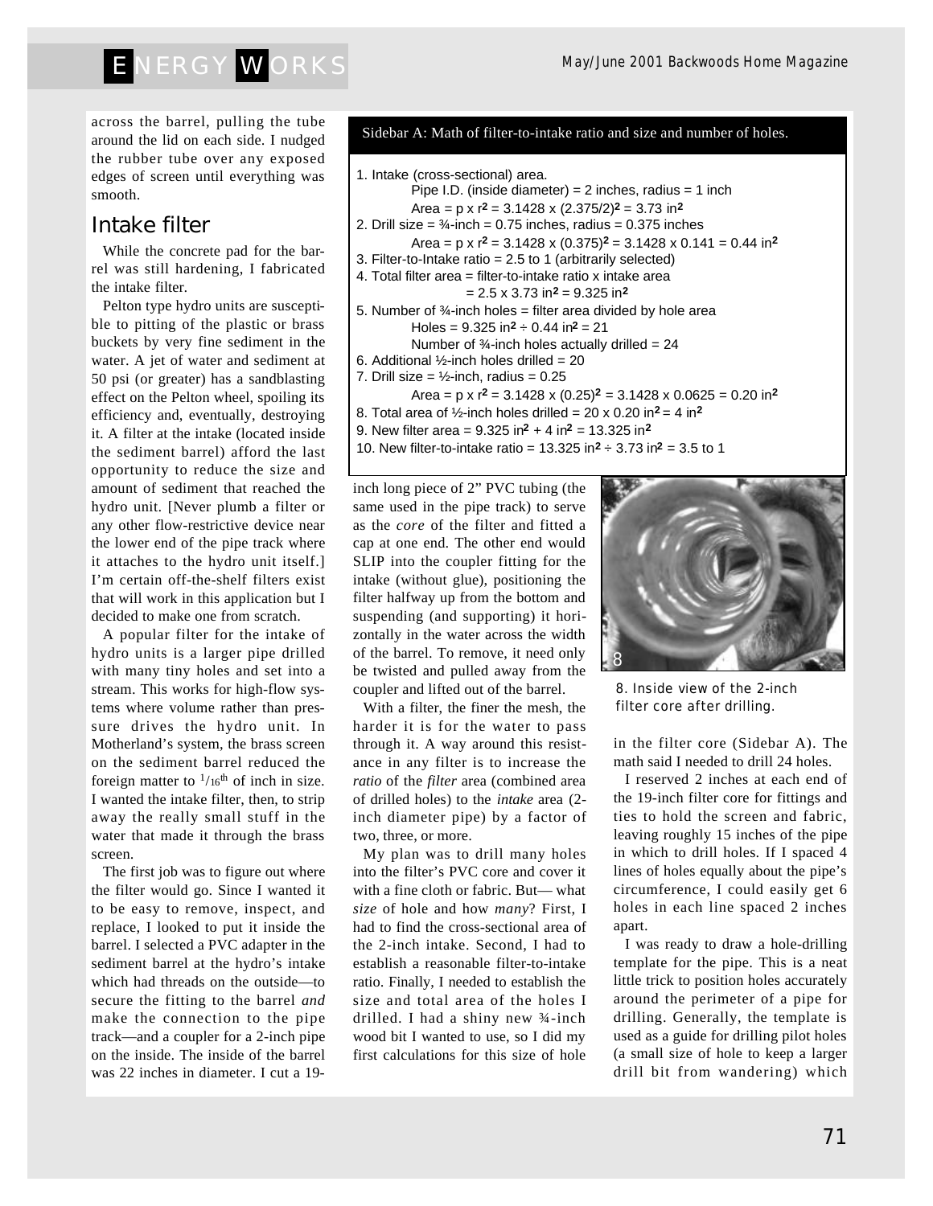across the barrel, pulling the tube around the lid on each side. I nudged the rubber tube over any exposed edges of screen until everything was smooth.

## Intake filter

While the concrete pad for the barrel was still hardening, I fabricated the intake filter.

Pelton type hydro units are susceptible to pitting of the plastic or brass buckets by very fine sediment in the water. A jet of water and sediment at 50 psi (or greater) has a sandblasting effect on the Pelton wheel, spoiling its efficiency and, eventually, destroying it. A filter at the intake (located inside the sediment barrel) afford the last opportunity to reduce the size and amount of sediment that reached the hydro unit. [Never plumb a filter or any other flow-restrictive device near the lower end of the pipe track where it attaches to the hydro unit itself.] I'm certain off-the-shelf filters exist that will work in this application but I decided to make one from scratch.

A popular filter for the intake of hydro units is a larger pipe drilled with many tiny holes and set into a stream. This works for high-flow systems where volume rather than pressure drives the hydro unit. In Motherland's system, the brass screen on the sediment barrel reduced the foreign matter to $^{1}/_{16}$th of inch in size. I wanted the intake filter, then, to strip away the really small stuff in the water that made it through the brass screen.

The first job was to figure out where the filter would go. Since I wanted it to be easy to remove, inspect, and replace, I looked to put it inside the barrel. I selected a PVC adapter in the sediment barrel at the hydro's intake which had threads on the outside—to secure the fitting to the barrel *and* make the connection to the pipe track—and a coupler for a 2-inch pipe on the inside. The inside of the barrel was 22 inches in diameter. I cut a 19-inch long piece of 2" PVC tubing (the same used in the pipe track) to serve as the *core* of the filter and fitted a cap at one end. The other end would SLIP into the coupler fitting for the intake (without glue), positioning the filter halfway up from the bottom and suspending (and supporting) it horizontally in the water across the width of the barrel. To remove, it need only be twisted and pulled away from the coupler and lifted out of the barrel.

With a filter, the finer the mesh, the harder it is for the water to pass through it. A way around this resistance in any filter is to increase the *ratio* of the *filter* area (combined area of drilled holes) to the *intake* area (2-inch diameter pipe) by a factor of two, three, or more.

My plan was to drill many holes into the filter's PVC core and cover it with a fine cloth or fabric. But— what *size* of hole and how *many*? First, I had to find the cross-sectional area of the 2-inch intake. Second, I had to establish a reasonable filter-to-intake ratio. Finally, I needed to establish the size and total area of the holes I drilled. I had a shiny new ¾-inch wood bit I wanted to use, so I did my first calculations for this size of hole in the filter core (Sidebar A). The math said I needed to drill 24 holes.

**Sidebar A: Math of filter-to-intake ratio and size and number of holes.**

1. Intake (cross-sectional) area.
   Pipe I.D. (inside diameter) = 2 inches, radius = 1 inch
   Area = p x $r^2$ = 3.1428 x $(2.375/2)^2$ = 3.73 $in^2$
2. Drill size = ¾-inch = 0.75 inches, radius = 0.375 inches
   Area = p x $r^2$ = 3.1428 x $(0.375)^2$ = 3.1428 x 0.141 = 0.44 $in^2$
3. Filter-to-Intake ratio = 2.5 to 1 (arbitrarily selected)
4. Total filter area = filter-to-intake ratio x intake area
   = 2.5 x 3.73 $in^2$ = 9.325 $in^2$
5. Number of ¾-inch holes = filter area divided by hole area
   Holes = 9.325 $in^2$ ÷ 0.44 $in^2$ = 21
   Number of ¾-inch holes actually drilled = 24
6. Additional ½-inch holes drilled = 20
7. Drill size = ½-inch, radius = 0.25
   Area = p x $r^2$ = 3.1428 x $(0.25)^2$ = 3.1428 x 0.0625 = 0.20 $in^2$
8. Total area of ½-inch holes drilled = 20 x 0.20 $in^2$ = 4 $in^2$
9. New filter area = 9.325 $in^2$ + 4 $in^2$ = 13.325 $in^2$
10. New filter-to-intake ratio = 13.325 $in^2$ ÷ 3.73 $in^2$ = 3.5 to 1

8. Inside view of the 2-inch filter core after drilling.

I reserved 2 inches at each end of the 19-inch filter core for fittings and ties to hold the screen and fabric, leaving roughly 15 inches of the pipe in which to drill holes. If I spaced 4 lines of holes equally about the pipe's circumference, I could easily get 6 holes in each line spaced 2 inches apart.

I was ready to draw a hole-drilling template for the pipe. This is a neat little trick to position holes accurately around the perimeter of a pipe for drilling. Generally, the template is used as a guide for drilling pilot holes (a small size of hole to keep a larger drill bit from wandering) which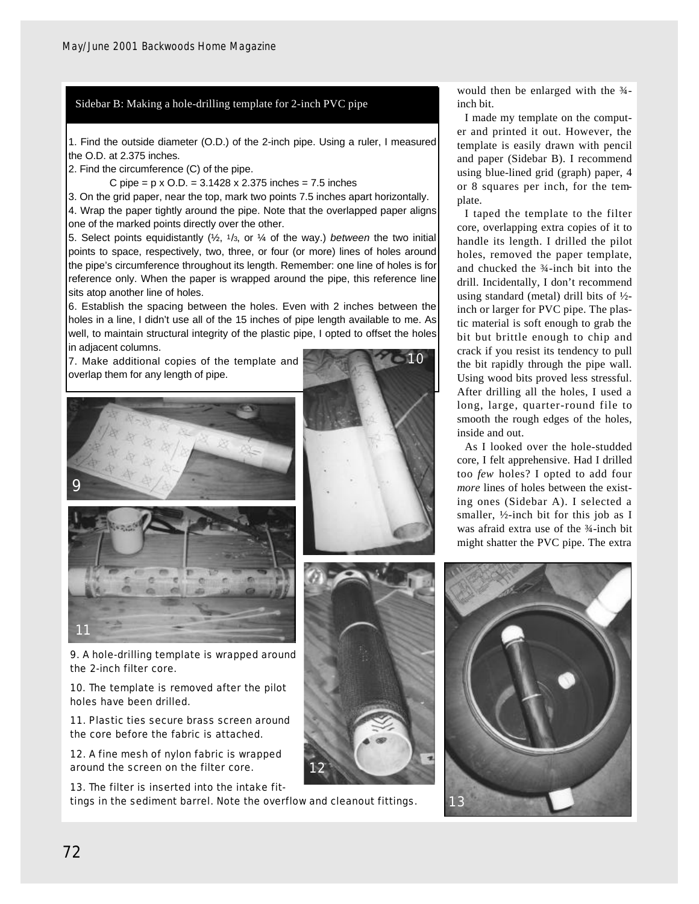## Sidebar B: Making a hole-drilling template for 2-inch PVC pipe

1. Find the outside diameter (O.D.) of the 2-inch pipe. Using a ruler, I measured the O.D. at 2.375 inches.
2. Find the circumference (C) of the pipe.

   C pipe = p x O.D. = 3.1428 x 2.375 inches = 7.5 inches

3. On the grid paper, near the top, mark two points 7.5 inches apart horizontally.
4. Wrap the paper tightly around the pipe. Note that the overlapped paper aligns one of the marked points directly over the other.
5. Select points equidistantly (½, 1/3, or ¼ of the way.) *between* the two initial points to space, respectively, two, three, or four (or more) lines of holes around the pipe's circumference throughout its length. Remember: one line of holes is for reference only. When the paper is wrapped around the pipe, this reference line sits atop another line of holes.
6. Establish the spacing between the holes. Even with 2 inches between the holes in a line, I didn't use all of the 15 inches of pipe length available to me. As well, to maintain structural integrity of the plastic pipe, I opted to offset the holes in adjacent columns.
7. Make additional copies of the template and overlap them for any length of pipe.

9. A hole-drilling template is wrapped around the 2-inch filter core.

10. The template is removed after the pilot holes have been drilled.

11. Plastic ties secure brass screen around the core before the fabric is attached.

12. A fine mesh of nylon fabric is wrapped around the screen on the filter core.

13. The filter is inserted into the intake fittings in the sediment barrel. Note the overflow and cleanout fittings.

would then be enlarged with the ¾-inch bit.

I made my template on the computer and printed it out. However, the template is easily drawn with pencil and paper (Sidebar B). I recommend using blue-lined grid (graph) paper, 4 or 8 squares per inch, for the template.

I taped the template to the filter core, overlapping extra copies of it to handle its length. I drilled the pilot holes, removed the paper template, and chucked the ¾-inch bit into the drill. Incidentally, I don't recommend using standard (metal) drill bits of ½-inch or larger for PVC pipe. The plastic material is soft enough to grab the bit but brittle enough to chip and crack if you resist its tendency to pull the bit rapidly through the pipe wall. Using wood bits proved less stressful. After drilling all the holes, I used a long, large, quarter-round file to smooth the rough edges of the holes, inside and out.

As I looked over the hole-studded core, I felt apprehensive. Had I drilled too *few* holes? I opted to add four *more* lines of holes between the existing ones (Sidebar A). I selected a smaller, ½-inch bit for this job as I was afraid extra use of the ¾-inch bit might shatter the PVC pipe. The extra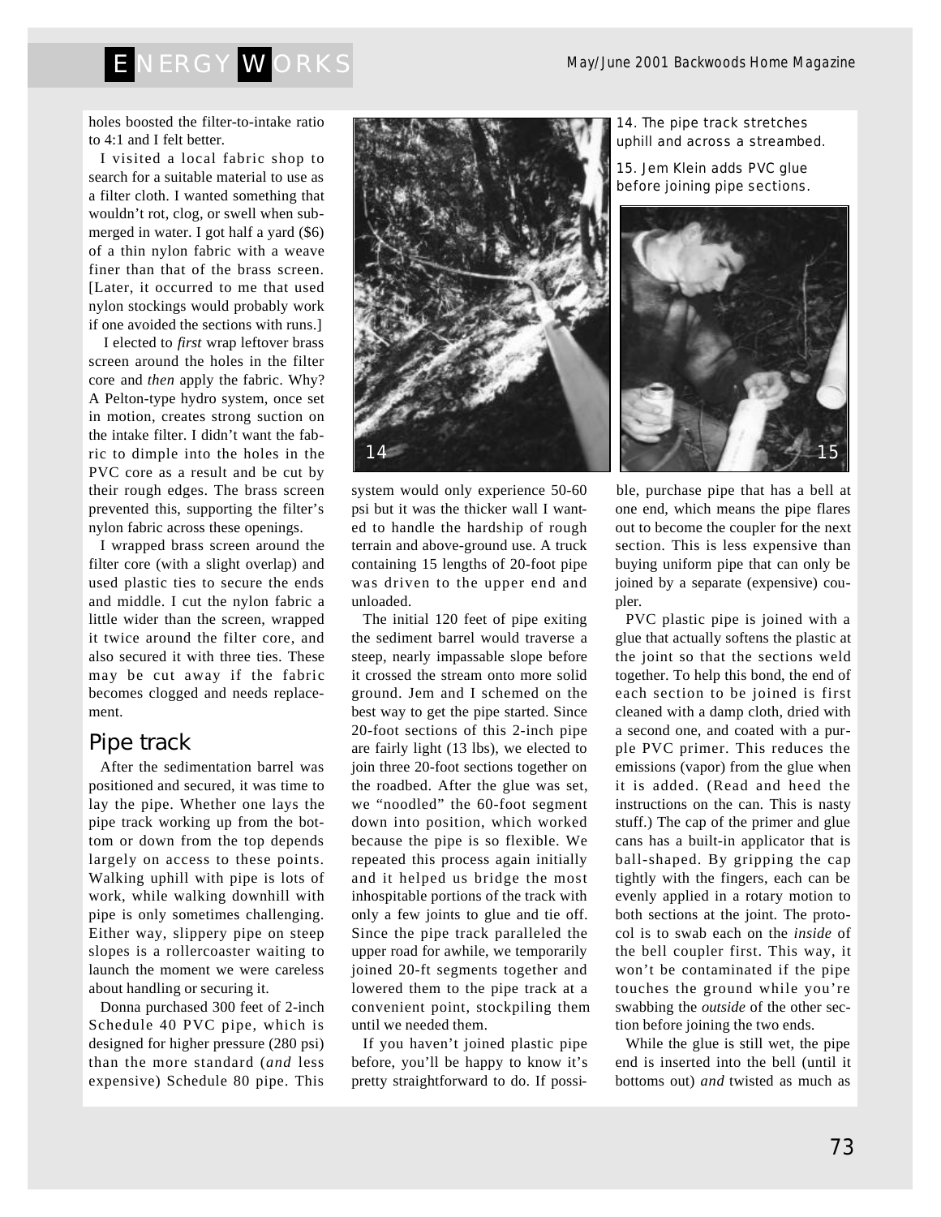holes boosted the filter-to-intake ratio to 4:1 and I felt better.

I visited a local fabric shop to search for a suitable material to use as a filter cloth. I wanted something that wouldn't rot, clog, or swell when submerged in water. I got half a yard ($6) of a thin nylon fabric with a weave finer than that of the brass screen. [Later, it occurred to me that used nylon stockings would probably work if one avoided the sections with runs.]

I elected to *first* wrap leftover brass screen around the holes in the filter core and *then* apply the fabric. Why? A Pelton-type hydro system, once set in motion, creates strong suction on the intake filter. I didn't want the fabric to dimple into the holes in the PVC core as a result and be cut by their rough edges. The brass screen prevented this, supporting the filter's nylon fabric across these openings.

I wrapped brass screen around the filter core (with a slight overlap) and used plastic ties to secure the ends and middle. I cut the nylon fabric a little wider than the screen, wrapped it twice around the filter core, and also secured it with three ties. These may be cut away if the fabric becomes clogged and needs replacement.

## Pipe track

After the sedimentation barrel was positioned and secured, it was time to lay the pipe. Whether one lays the pipe track working up from the bottom or down from the top depends largely on access to these points. Walking uphill with pipe is lots of work, while walking downhill with pipe is only sometimes challenging. Either way, slippery pipe on steep slopes is a rollercoaster waiting to launch the moment we were careless about handling or securing it.

Donna purchased 300 feet of 2-inch Schedule 40 PVC pipe, which is designed for higher pressure (280 psi) than the more standard (*and* less expensive) Schedule 80 pipe. This system would only experience 50-60 psi but it was the thicker wall I wanted to handle the hardship of rough terrain and above-ground use. A truck containing 15 lengths of 20-foot pipe was driven to the upper end and unloaded.

The initial 120 feet of pipe exiting the sediment barrel would traverse a steep, nearly impassable slope before it crossed the stream onto more solid ground. Jem and I schemed on the best way to get the pipe started. Since 20-foot sections of this 2-inch pipe are fairly light (13 lbs), we elected to join three 20-foot sections together on the roadbed. After the glue was set, we "noodled" the 60-foot segment down into position, which worked because the pipe is so flexible. We repeated this process again initially and it helped us bridge the most inhospitable portions of the track with only a few joints to glue and tie off. Since the pipe track paralleled the upper road for awhile, we temporarily joined 20-ft segments together and lowered them to the pipe track at a convenient point, stockpiling them until we needed them.

If you haven't joined plastic pipe before, you'll be happy to know it's pretty straightforward to do. If possible, purchase pipe that has a bell at one end, which means the pipe flares out to become the coupler for the next section. This is less expensive than buying uniform pipe that can only be joined by a separate (expensive) coupler.

PVC plastic pipe is joined with a glue that actually softens the plastic at the joint so that the sections weld together. To help this bond, the end of each section to be joined is first cleaned with a damp cloth, dried with a second one, and coated with a purple PVC primer. This reduces the emissions (vapor) from the glue when it is added. (Read and heed the instructions on the can. This is nasty stuff.) The cap of the primer and glue cans has a built-in applicator that is ball-shaped. By gripping the cap tightly with the fingers, each can be evenly applied in a rotary motion to both sections at the joint. The protocol is to swab each on the *inside* of the bell coupler first. This way, it won't be contaminated if the pipe touches the ground while you're swabbing the *outside* of the other section before joining the two ends.

While the glue is still wet, the pipe end is inserted into the bell (until it bottoms out) *and* twisted as much as

14. The pipe track stretches uphill and across a streambed.

15. Jem Klein adds PVC glue before joining pipe sections.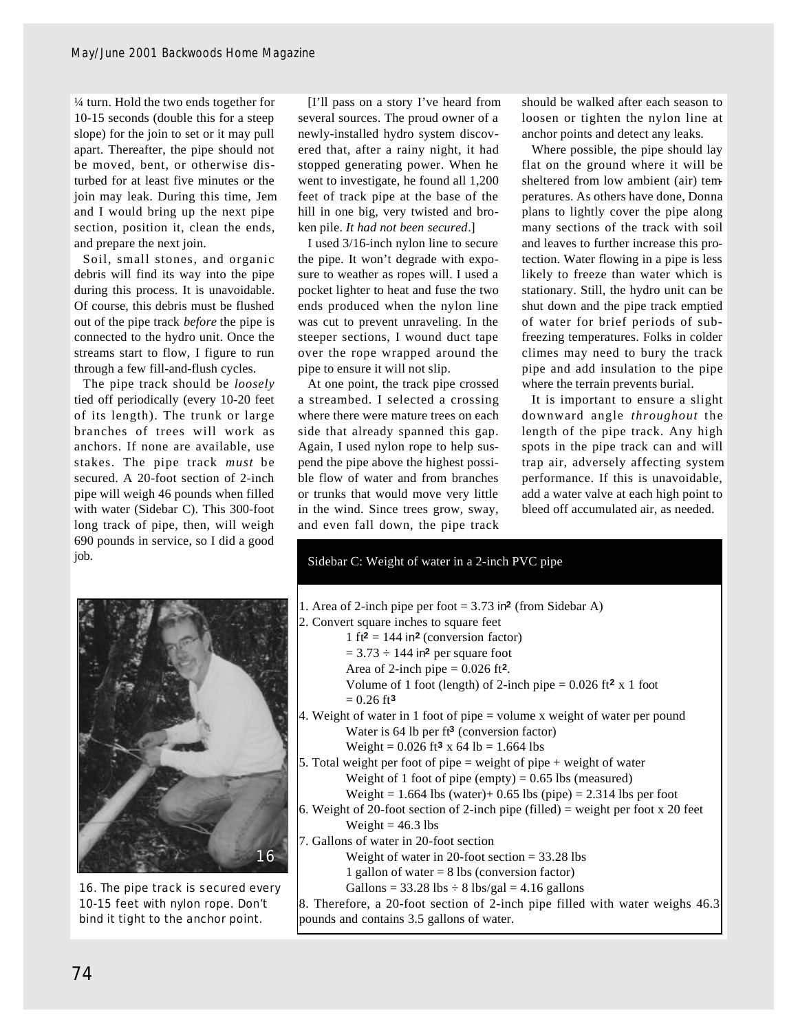¼ turn. Hold the two ends together for 10-15 seconds (double this for a steep slope) for the join to set or it may pull apart. Thereafter, the pipe should not be moved, bent, or otherwise disturbed for at least five minutes or the join may leak. During this time, Jem and I would bring up the next pipe section, position it, clean the ends, and prepare the next join.

Soil, small stones, and organic debris will find its way into the pipe during this process. It is unavoidable. Of course, this debris must be flushed out of the pipe track *before* the pipe is connected to the hydro unit. Once the streams start to flow, I figure to run through a few fill-and-flush cycles.

The pipe track should be *loosely* tied off periodically (every 10-20 feet of its length). The trunk or large branches of trees will work as anchors. If none are available, use stakes. The pipe track *must* be secured. A 20-foot section of 2-inch pipe will weigh 46 pounds when filled with water (Sidebar C). This 300-foot long track of pipe, then, will weigh 690 pounds in service, so I did a good job.

16. The pipe track is secured every 10-15 feet with nylon rope. Don't bind it tight to the anchor point.

[I'll pass on a story I've heard from several sources. The proud owner of a newly-installed hydro system discovered that, after a rainy night, it had stopped generating power. When he went to investigate, he found all 1,200 feet of track pipe at the base of the hill in one big, very twisted and broken pile. *It had not been secured*.]

I used 3/16-inch nylon line to secure the pipe. It won't degrade with exposure to weather as ropes will. I used a pocket lighter to heat and fuse the two ends produced when the nylon line was cut to prevent unraveling. In the steeper sections, I wound duct tape over the rope wrapped around the pipe to ensure it will not slip.

At one point, the track pipe crossed a streambed. I selected a crossing where there were mature trees on each side that already spanned this gap. Again, I used nylon rope to help suspend the pipe above the highest possible flow of water and from branches or trunks that would move very little in the wind. Since trees grow, sway, and even fall down, the pipe track should be walked after each season to loosen or tighten the nylon line at anchor points and detect any leaks.

Where possible, the pipe should lay flat on the ground where it will be sheltered from low ambient (air) temperatures. As others have done, Donna plans to lightly cover the pipe along many sections of the track with soil and leaves to further increase this protection. Water flowing in a pipe is less likely to freeze than water which is stationary. Still, the hydro unit can be shut down and the pipe track emptied of water for brief periods of subfreezing temperatures. Folks in colder climes may need to bury the track pipe and add insulation to the pipe where the terrain prevents burial.

It is important to ensure a slight downward angle *throughout* the length of the pipe track. Any high spots in the pipe track can and will trap air, adversely affecting system performance. If this is unavoidable, add a water valve at each high point to bleed off accumulated air, as needed.

### Sidebar C: Weight of water in a 2-inch PVC pipe

1. Area of 2-inch pipe per foot = 3.73 in$^2$ (from Sidebar A)
2. Convert square inches to square feet
   - 1 ft$^2$ = 144 in$^2$ (conversion factor)
   - = 3.73 ÷ 144 in$^2$ per square foot
   - Area of 2-inch pipe = 0.026 ft$^2$.
   - Volume of 1 foot (length) of 2-inch pipe = 0.026 ft$^2$ x 1 foot = 0.26 ft$^3$
4. Weight of water in 1 foot of pipe = volume x weight of water per pound
   - Water is 64 lb per ft$^3$ (conversion factor)
   - Weight = 0.026 ft$^3$ x 64 lb = 1.664 lbs
5. Total weight per foot of pipe = weight of pipe + weight of water
   - Weight of 1 foot of pipe (empty) = 0.65 lbs (measured)
   - Weight = 1.664 lbs (water)+ 0.65 lbs (pipe) = 2.314 lbs per foot
6. Weight of 20-foot section of 2-inch pipe (filled) = weight per foot x 20 feet
   - Weight = 46.3 lbs
7. Gallons of water in 20-foot section
   - Weight of water in 20-foot section = 33.28 lbs
   - 1 gallon of water = 8 lbs (conversion factor)
   - Gallons = 33.28 lbs ÷ 8 lbs/gal = 4.16 gallons
8. Therefore, a 20-foot section of 2-inch pipe filled with water weighs 46.3 pounds and contains 3.5 gallons of water.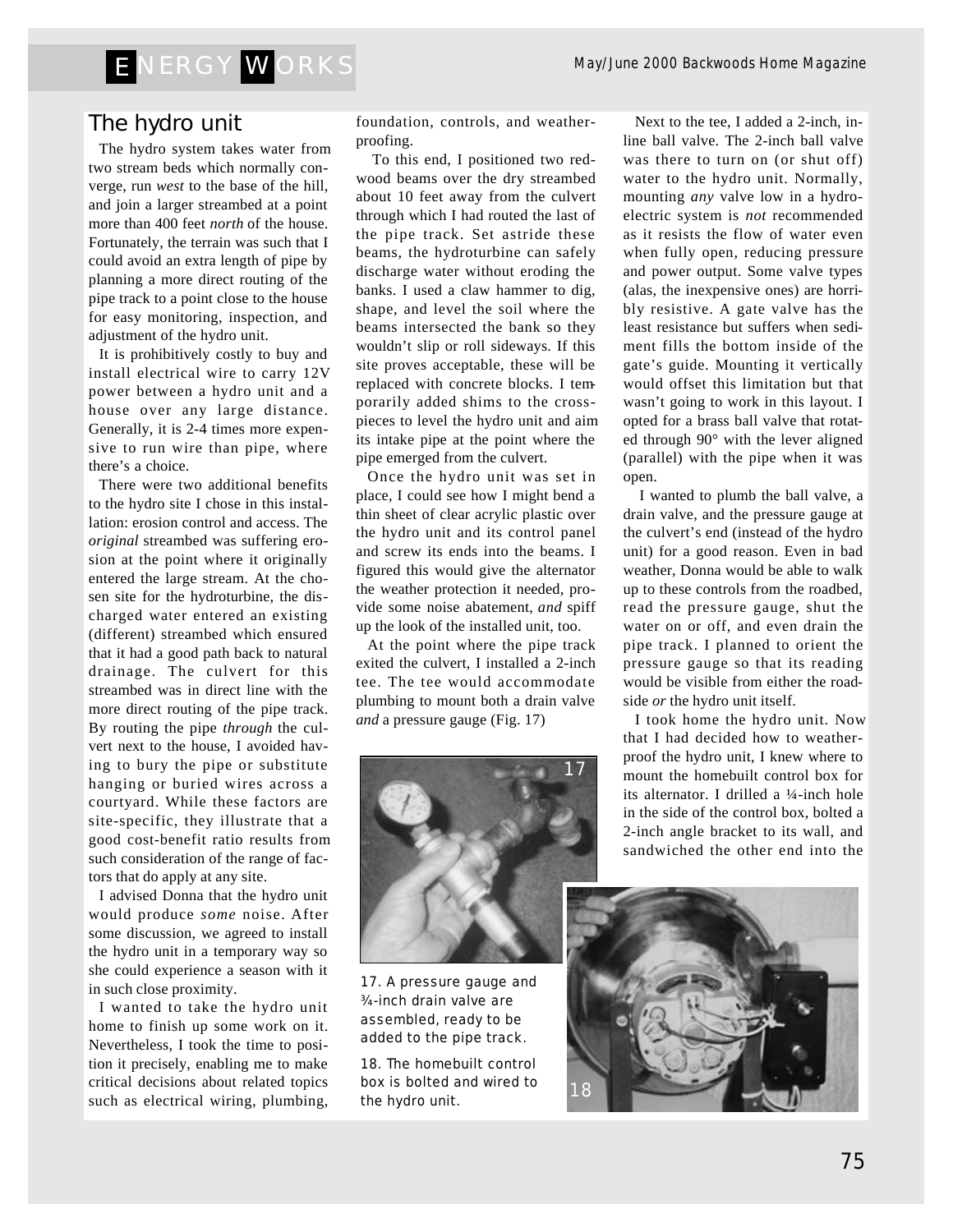## The hydro unit

The hydro system takes water from two stream beds which normally converge, run *west* to the base of the hill, and join a larger streambed at a point more than 400 feet *north* of the house. Fortunately, the terrain was such that I could avoid an extra length of pipe by planning a more direct routing of the pipe track to a point close to the house for easy monitoring, inspection, and adjustment of the hydro unit.

It is prohibitively costly to buy and install electrical wire to carry 12V power between a hydro unit and a house over any large distance. Generally, it is 2-4 times more expensive to run wire than pipe, where there's a choice.

There were two additional benefits to the hydro site I chose in this installation: erosion control and access. The *original* streambed was suffering erosion at the point where it originally entered the large stream. At the chosen site for the hydroturbine, the discharged water entered an existing (different) streambed which ensured that it had a good path back to natural drainage. The culvert for this streambed was in direct line with the more direct routing of the pipe track. By routing the pipe *through* the culvert next to the house, I avoided having to bury the pipe or substitute hanging or buried wires across a courtyard. While these factors are site-specific, they illustrate that a good cost-benefit ratio results from such consideration of the range of factors that do apply at any site.

I advised Donna that the hydro unit would produce *some* noise. After some discussion, we agreed to install the hydro unit in a temporary way so she could experience a season with it in such close proximity.

I wanted to take the hydro unit home to finish up some work on it. Nevertheless, I took the time to position it precisely, enabling me to make critical decisions about related topics such as electrical wiring, plumbing, foundation, controls, and weatherproofing.

To this end, I positioned two redwood beams over the dry streambed about 10 feet away from the culvert through which I had routed the last of the pipe track. Set astride these beams, the hydroturbine can safely discharge water without eroding the banks. I used a claw hammer to dig, shape, and level the soil where the beams intersected the bank so they wouldn't slip or roll sideways. If this site proves acceptable, these will be replaced with concrete blocks. I temporarily added shims to the cross-pieces to level the hydro unit and aim its intake pipe at the point where the pipe emerged from the culvert.

Once the hydro unit was set in place, I could see how I might bend a thin sheet of clear acrylic plastic over the hydro unit and its control panel and screw its ends into the beams. I figured this would give the alternator the weather protection it needed, provide some noise abatement, *and* spiff up the look of the installed unit, too.

At the point where the pipe track exited the culvert, I installed a 2-inch tee. The tee would accommodate plumbing to mount both a drain valve *and* a pressure gauge (Fig. 17)

17. A pressure gauge and ¾-inch drain valve are assembled, ready to be added to the pipe track.

Next to the tee, I added a 2-inch, in-line ball valve. The 2-inch ball valve was there to turn on (or shut off) water to the hydro unit. Normally, mounting *any* valve low in a hydroelectric system is *not* recommended as it resists the flow of water even when fully open, reducing pressure and power output. Some valve types (alas, the inexpensive ones) are horribly resistive. A gate valve has the least resistance but suffers when sediment fills the bottom inside of the gate's guide. Mounting it vertically would offset this limitation but that wasn't going to work in this layout. I opted for a brass ball valve that rotated through 90° with the lever aligned (parallel) with the pipe when it was open.

I wanted to plumb the ball valve, a drain valve, and the pressure gauge at the culvert's end (instead of the hydro unit) for a good reason. Even in bad weather, Donna would be able to walk up to these controls from the roadbed, read the pressure gauge, shut the water on or off, and even drain the pipe track. I planned to orient the pressure gauge so that its reading would be visible from either the roadside *or* the hydro unit itself.

I took home the hydro unit. Now that I had decided how to weatherproof the hydro unit, I knew where to mount the homebuilt control box for its alternator. I drilled a ¼-inch hole in the side of the control box, bolted a 2-inch angle bracket to its wall, and sandwiched the other end into the

18. The homebuilt control box is bolted and wired to the hydro unit.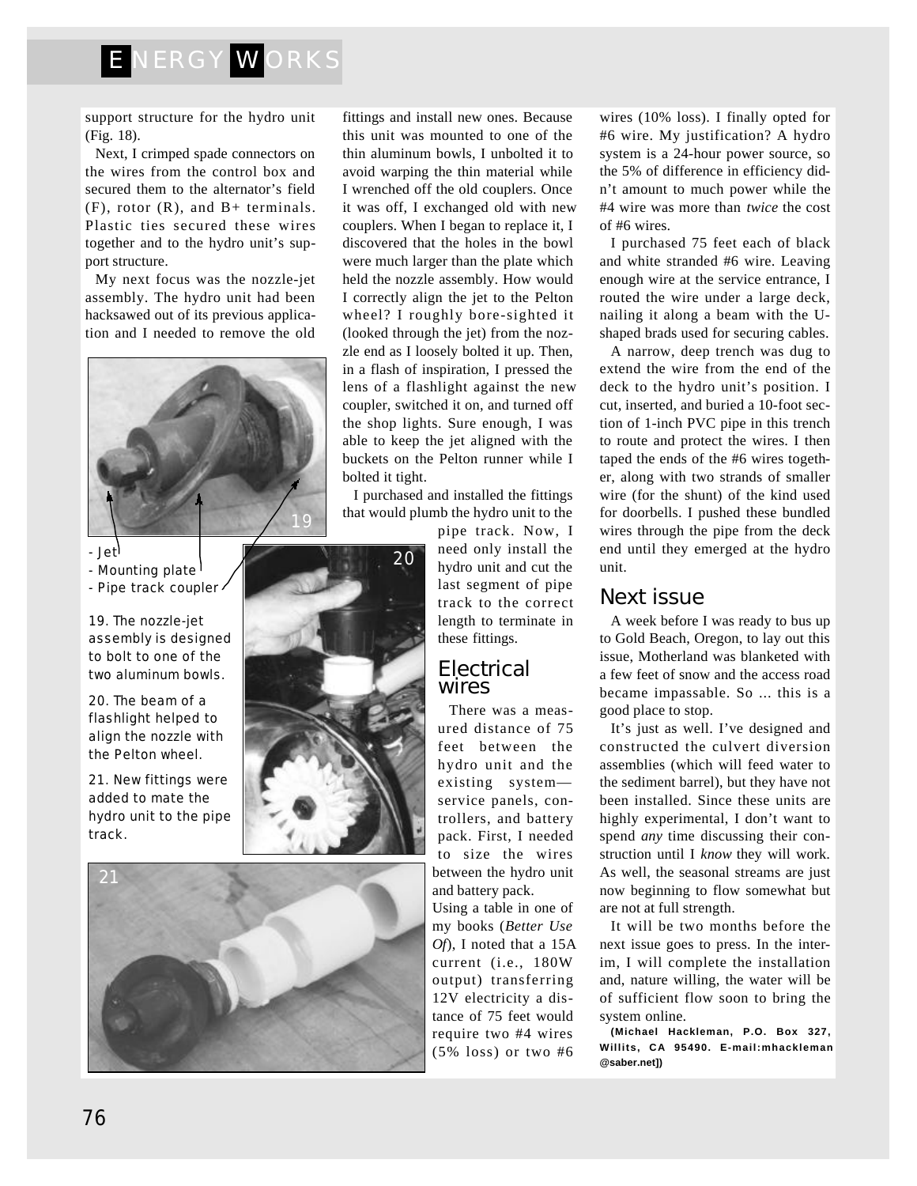support structure for the hydro unit (Fig. 18).

Next, I crimped spade connectors on the wires from the control box and secured them to the alternator's field (F), rotor (R), and B+ terminals. Plastic ties secured these wires together and to the hydro unit's support structure.

My next focus was the nozzle-jet assembly. The hydro unit had been hacksawed out of its previous application and I needed to remove the old fittings and install new ones. Because this unit was mounted to one of the thin aluminum bowls, I unbolted it to avoid warping the thin material while I wrenched off the old couplers. Once it was off, I exchanged old with new couplers. When I began to replace it, I discovered that the holes in the bowl were much larger than the plate which held the nozzle assembly. How would I correctly align the jet to the Pelton wheel? I roughly bore-sighted it (looked through the jet) from the nozzle end as I loosely bolted it up. Then, in a flash of inspiration, I pressed the lens of a flashlight against the new coupler, switched it on, and turned off the shop lights. Sure enough, I was able to keep the jet aligned with the buckets on the Pelton runner while I bolted it tight.

I purchased and installed the fittings that would plumb the hydro unit to the pipe track. Now, I need only install the hydro unit and cut the last segment of pipe track to the correct length to terminate in these fittings.

- Jet
- Mounting plate
- Pipe track coupler

19. The nozzle-jet assembly is designed to bolt to one of the two aluminum bowls.

20. The beam of a flashlight helped to align the nozzle with the Pelton wheel.

21. New fittings were added to mate the hydro unit to the pipe track.

## Electrical wires

There was a measured distance of 75 feet between the hydro unit and the existing system—service panels, controllers, and battery pack. First, I needed to size the wires between the hydro unit and battery pack. Using a table in one of my books (*Better Use Of*), I noted that a 15A current (i.e., 180W output) transferring 12V electricity a distance of 75 feet would require two #4 wires (5% loss) or two #6 wires (10% loss). I finally opted for #6 wire. My justification? A hydro system is a 24-hour power source, so the 5% of difference in efficiency didn't amount to much power while the #4 wire was more than *twice* the cost of #6 wires.

I purchased 75 feet each of black and white stranded #6 wire. Leaving enough wire at the service entrance, I routed the wire under a large deck, nailing it along a beam with the U-shaped brads used for securing cables.

A narrow, deep trench was dug to extend the wire from the end of the deck to the hydro unit's position. I cut, inserted, and buried a 10-foot section of 1-inch PVC pipe in this trench to route and protect the wires. I then taped the ends of the #6 wires together, along with two strands of smaller wire (for the shunt) of the kind used for doorbells. I pushed these bundled wires through the pipe from the deck end until they emerged at the hydro unit.

## Next issue

A week before I was ready to bus up to Gold Beach, Oregon, to lay out this issue, Motherland was blanketed with a few feet of snow and the access road became impassable. So ... this is a good place to stop.

It's just as well. I've designed and constructed the culvert diversion assemblies (which will feed water to the sediment barrel), but they have not been installed. Since these units are highly experimental, I don't want to spend *any* time discussing their construction until I *know* they will work. As well, the seasonal streams are just now beginning to flow somewhat but are not at full strength.

It will be two months before the next issue goes to press. In the interim, I will complete the installation and, nature willing, the water will be of sufficient flow soon to bring the system online.

**(Michael Hackleman, P.O. Box 327, Willits, CA 95490. E-mail:mhackleman @saber.net])**